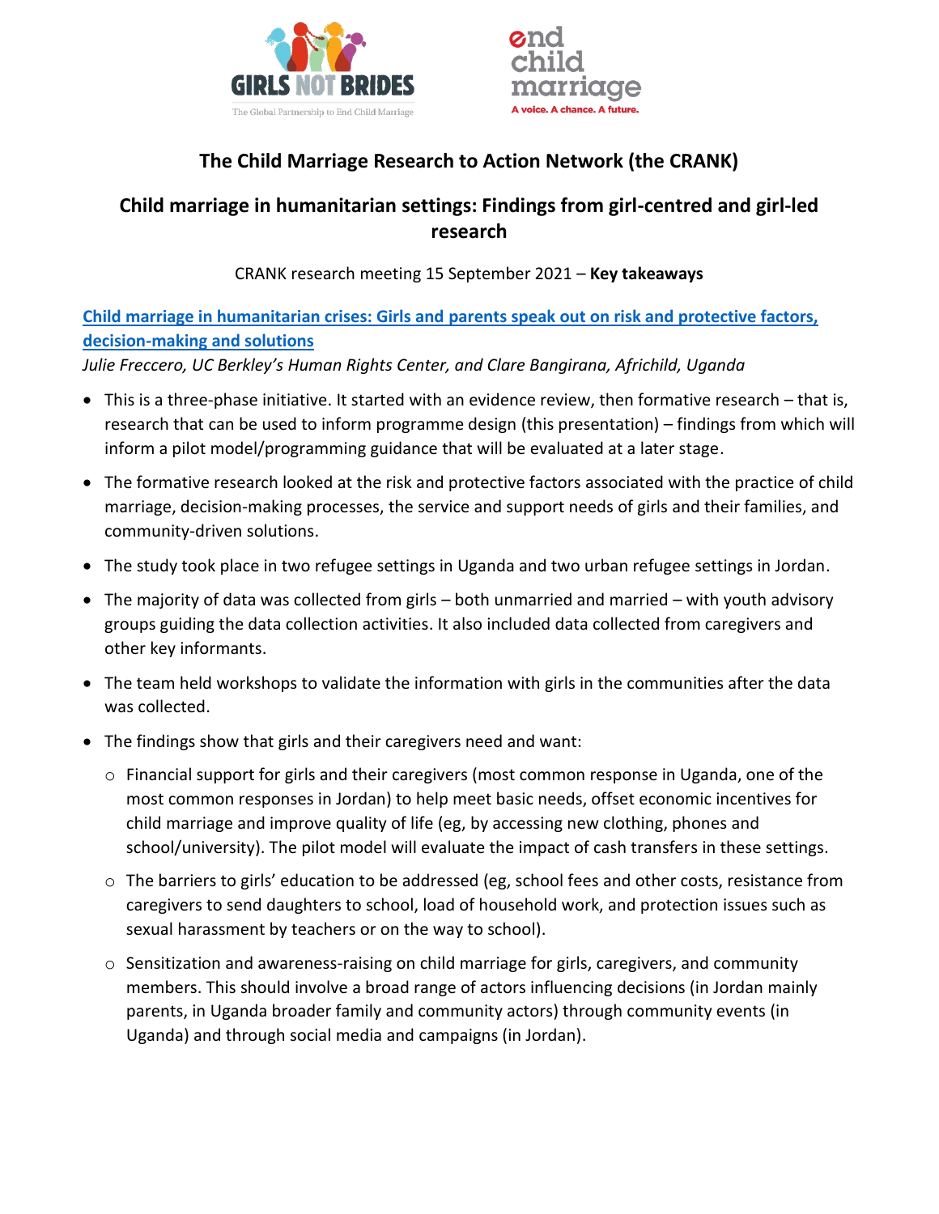# The Child Marriage Research to Action Network (the CRANK)

## Child marriage in humanitarian settings: Findings from girl-centred and girl-led research

CRANK research meeting 15 September 2021 – **Key takeaways**

**Child marriage in humanitarian crises: Girls and parents speak out on risk and protective factors, decision-making and solutions**

*Julie Freccero, UC Berkley's Human Rights Center, and Clare Bangirana, Africhild, Uganda*

- This is a three-phase initiative. It started with an evidence review, then formative research – that is, research that can be used to inform programme design (this presentation) – findings from which will inform a pilot model/programming guidance that will be evaluated at a later stage.
- The formative research looked at the risk and protective factors associated with the practice of child marriage, decision-making processes, the service and support needs of girls and their families, and community-driven solutions.
- The study took place in two refugee settings in Uganda and two urban refugee settings in Jordan.
- The majority of data was collected from girls – both unmarried and married – with youth advisory groups guiding the data collection activities. It also included data collected from caregivers and other key informants.
- The team held workshops to validate the information with girls in the communities after the data was collected.
- The findings show that girls and their caregivers need and want:
  - Financial support for girls and their caregivers (most common response in Uganda, one of the most common responses in Jordan) to help meet basic needs, offset economic incentives for child marriage and improve quality of life (eg, by accessing new clothing, phones and school/university). The pilot model will evaluate the impact of cash transfers in these settings.
  - The barriers to girls' education to be addressed (eg, school fees and other costs, resistance from caregivers to send daughters to school, load of household work, and protection issues such as sexual harassment by teachers or on the way to school).
  - Sensitization and awareness-raising on child marriage for girls, caregivers, and community members. This should involve a broad range of actors influencing decisions (in Jordan mainly parents, in Uganda broader family and community actors) through community events (in Uganda) and through social media and campaigns (in Jordan).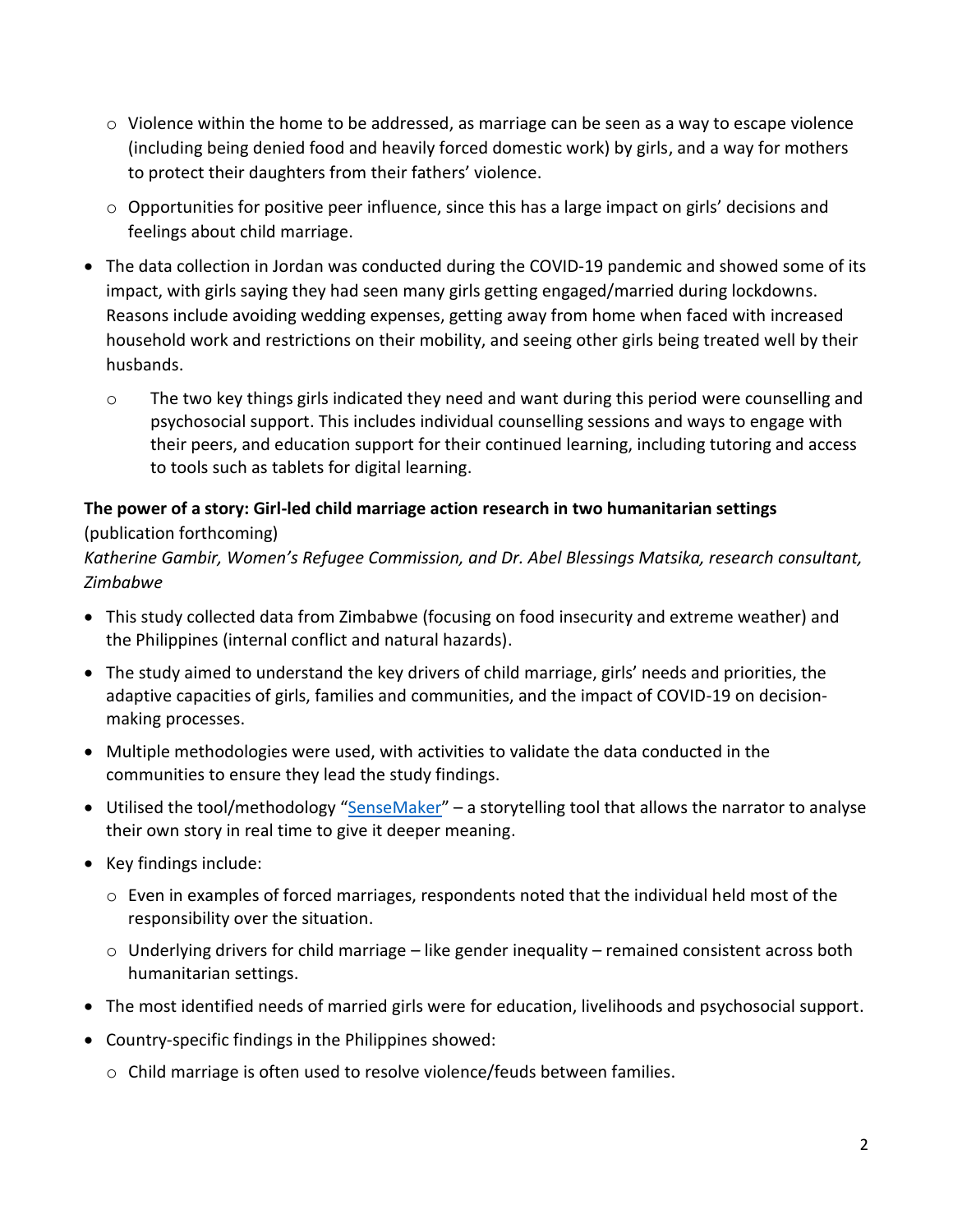- Violence within the home to be addressed, as marriage can be seen as a way to escape violence (including being denied food and heavily forced domestic work) by girls, and a way for mothers to protect their daughters from their fathers' violence.
  - Opportunities for positive peer influence, since this has a large impact on girls' decisions and feelings about child marriage.
- The data collection in Jordan was conducted during the COVID-19 pandemic and showed some of its impact, with girls saying they had seen many girls getting engaged/married during lockdowns. Reasons include avoiding wedding expenses, getting away from home when faced with increased household work and restrictions on their mobility, and seeing other girls being treated well by their husbands.
  - The two key things girls indicated they need and want during this period were counselling and psychosocial support. This includes individual counselling sessions and ways to engage with their peers, and education support for their continued learning, including tutoring and access to tools such as tablets for digital learning.

**The power of a story: Girl-led child marriage action research in two humanitarian settings** (publication forthcoming)
*Katherine Gambir, Women's Refugee Commission, and Dr. Abel Blessings Matsika, research consultant, Zimbabwe*

- This study collected data from Zimbabwe (focusing on food insecurity and extreme weather) and the Philippines (internal conflict and natural hazards).
- The study aimed to understand the key drivers of child marriage, girls' needs and priorities, the adaptive capacities of girls, families and communities, and the impact of COVID-19 on decision-making processes.
- Multiple methodologies were used, with activities to validate the data conducted in the communities to ensure they lead the study findings.
- Utilised the tool/methodology "SenseMaker" – a storytelling tool that allows the narrator to analyse their own story in real time to give it deeper meaning.
- Key findings include:
  - Even in examples of forced marriages, respondents noted that the individual held most of the responsibility over the situation.
  - Underlying drivers for child marriage – like gender inequality – remained consistent across both humanitarian settings.
- The most identified needs of married girls were for education, livelihoods and psychosocial support.
- Country-specific findings in the Philippines showed:
  - Child marriage is often used to resolve violence/feuds between families.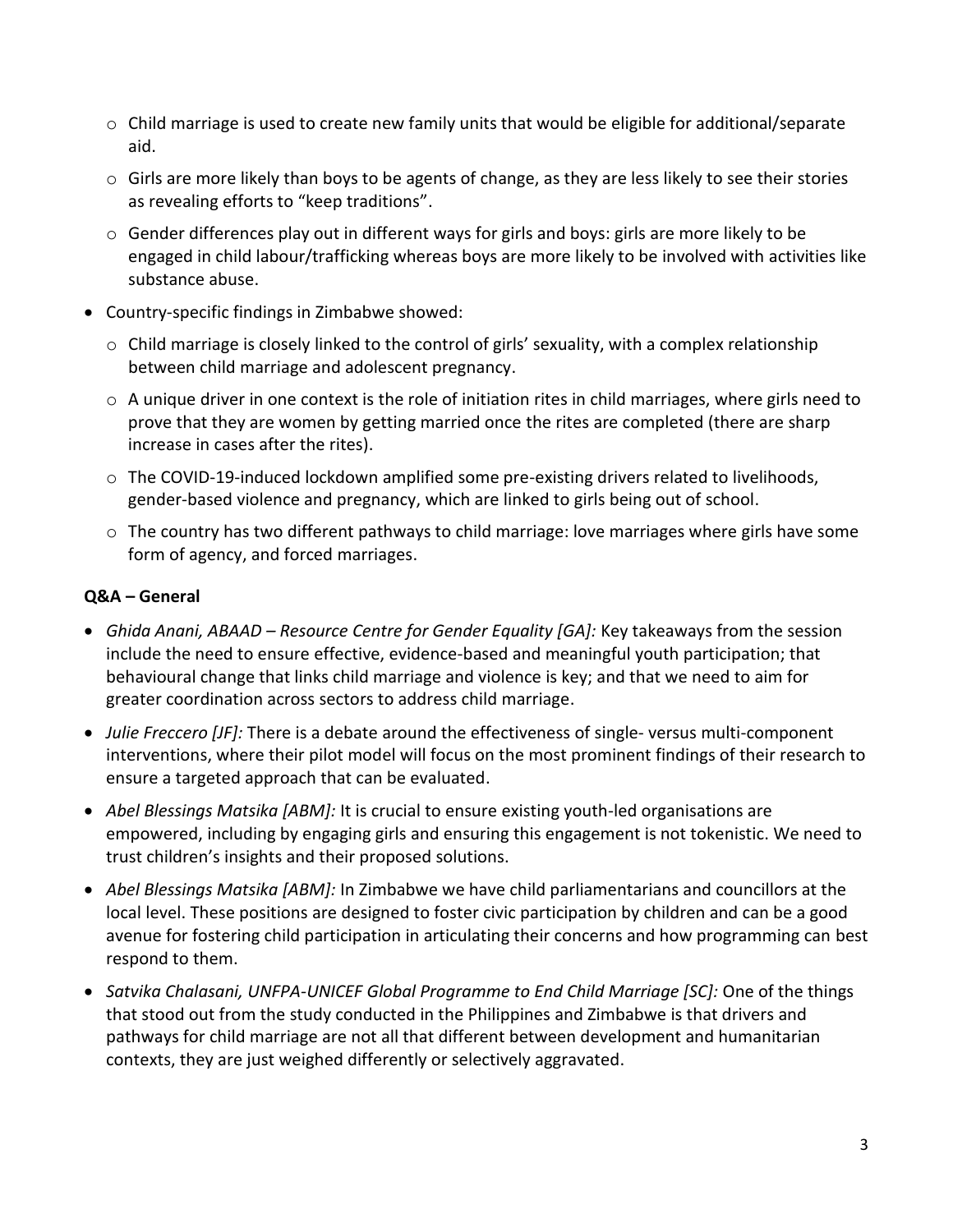- Child marriage is used to create new family units that would be eligible for additional/separate aid.
    - Girls are more likely than boys to be agents of change, as they are less likely to see their stories as revealing efforts to "keep traditions".
    - Gender differences play out in different ways for girls and boys: girls are more likely to be engaged in child labour/trafficking whereas boys are more likely to be involved with activities like substance abuse.
- Country-specific findings in Zimbabwe showed:
    - Child marriage is closely linked to the control of girls' sexuality, with a complex relationship between child marriage and adolescent pregnancy.
    - A unique driver in one context is the role of initiation rites in child marriages, where girls need to prove that they are women by getting married once the rites are completed (there are sharp increase in cases after the rites).
    - The COVID-19-induced lockdown amplified some pre-existing drivers related to livelihoods, gender-based violence and pregnancy, which are linked to girls being out of school.
    - The country has two different pathways to child marriage: love marriages where girls have some form of agency, and forced marriages.

**Q&A – General**

- *Ghida Anani, ABAAD – Resource Centre for Gender Equality [GA]:* Key takeaways from the session include the need to ensure effective, evidence-based and meaningful youth participation; that behavioural change that links child marriage and violence is key; and that we need to aim for greater coordination across sectors to address child marriage.
- *Julie Freccero [JF]:* There is a debate around the effectiveness of single- versus multi-component interventions, where their pilot model will focus on the most prominent findings of their research to ensure a targeted approach that can be evaluated.
- *Abel Blessings Matsika [ABM]:* It is crucial to ensure existing youth-led organisations are empowered, including by engaging girls and ensuring this engagement is not tokenistic. We need to trust children's insights and their proposed solutions.
- *Abel Blessings Matsika [ABM]:* In Zimbabwe we have child parliamentarians and councillors at the local level. These positions are designed to foster civic participation by children and can be a good avenue for fostering child participation in articulating their concerns and how programming can best respond to them.
- *Satvika Chalasani, UNFPA-UNICEF Global Programme to End Child Marriage [SC]:* One of the things that stood out from the study conducted in the Philippines and Zimbabwe is that drivers and pathways for child marriage are not all that different between development and humanitarian contexts, they are just weighed differently or selectively aggravated.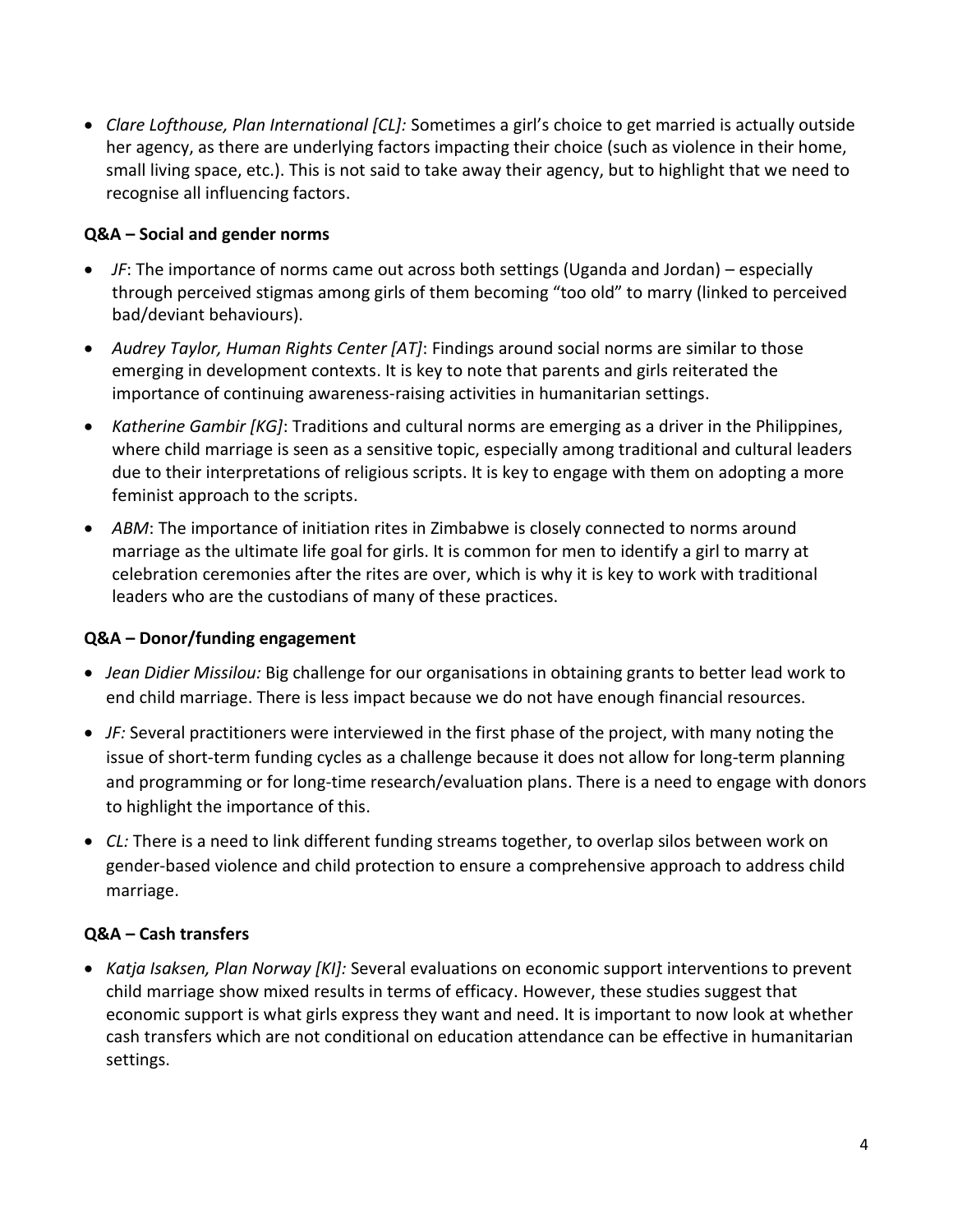- *Clare Lofthouse, Plan International [CL]:* Sometimes a girl's choice to get married is actually outside her agency, as there are underlying factors impacting their choice (such as violence in their home, small living space, etc.). This is not said to take away their agency, but to highlight that we need to recognise all influencing factors.

**Q&A – Social and gender norms**

- *JF*: The importance of norms came out across both settings (Uganda and Jordan) – especially through perceived stigmas among girls of them becoming "too old" to marry (linked to perceived bad/deviant behaviours).
- *Audrey Taylor, Human Rights Center [AT]*: Findings around social norms are similar to those emerging in development contexts. It is key to note that parents and girls reiterated the importance of continuing awareness-raising activities in humanitarian settings.
- *Katherine Gambir [KG]*: Traditions and cultural norms are emerging as a driver in the Philippines, where child marriage is seen as a sensitive topic, especially among traditional and cultural leaders due to their interpretations of religious scripts. It is key to engage with them on adopting a more feminist approach to the scripts.
- *ABM*: The importance of initiation rites in Zimbabwe is closely connected to norms around marriage as the ultimate life goal for girls. It is common for men to identify a girl to marry at celebration ceremonies after the rites are over, which is why it is key to work with traditional leaders who are the custodians of many of these practices.

**Q&A – Donor/funding engagement**

- *Jean Didier Missilou:* Big challenge for our organisations in obtaining grants to better lead work to end child marriage. There is less impact because we do not have enough financial resources.
- *JF:* Several practitioners were interviewed in the first phase of the project, with many noting the issue of short-term funding cycles as a challenge because it does not allow for long-term planning and programming or for long-time research/evaluation plans. There is a need to engage with donors to highlight the importance of this.
- *CL:* There is a need to link different funding streams together, to overlap silos between work on gender-based violence and child protection to ensure a comprehensive approach to address child marriage.

**Q&A – Cash transfers**

- *Katja Isaksen, Plan Norway [KI]:* Several evaluations on economic support interventions to prevent child marriage show mixed results in terms of efficacy. However, these studies suggest that economic support is what girls express they want and need. It is important to now look at whether cash transfers which are not conditional on education attendance can be effective in humanitarian settings.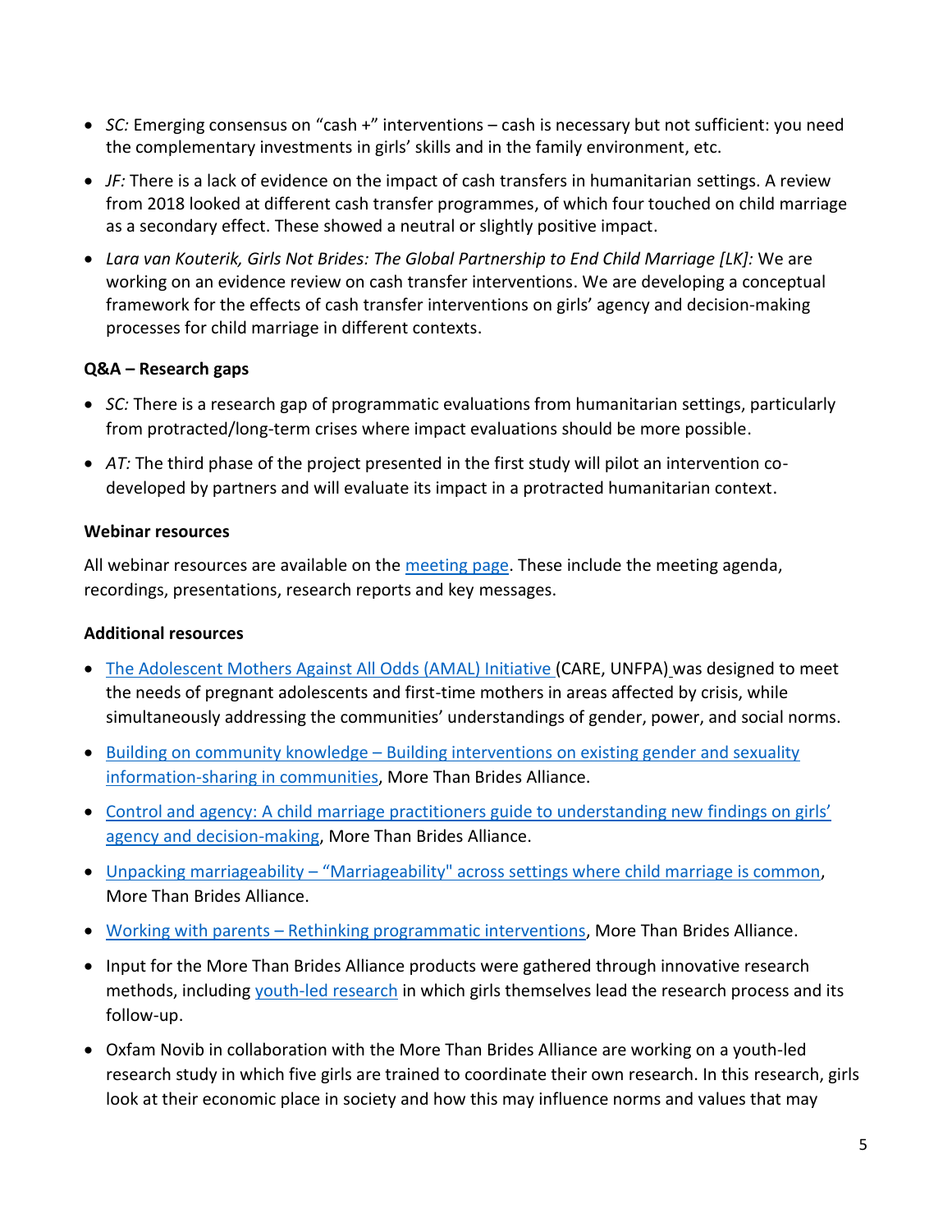- *SC:* Emerging consensus on "cash +" interventions – cash is necessary but not sufficient: you need the complementary investments in girls' skills and in the family environment, etc.
- *JF:* There is a lack of evidence on the impact of cash transfers in humanitarian settings. A review from 2018 looked at different cash transfer programmes, of which four touched on child marriage as a secondary effect. These showed a neutral or slightly positive impact.
- *Lara van Kouterik, Girls Not Brides: The Global Partnership to End Child Marriage [LK]:* We are working on an evidence review on cash transfer interventions. We are developing a conceptual framework for the effects of cash transfer interventions on girls' agency and decision-making processes for child marriage in different contexts.

**Q&A – Research gaps**

- *SC:* There is a research gap of programmatic evaluations from humanitarian settings, particularly from protracted/long-term crises where impact evaluations should be more possible.
- *AT:* The third phase of the project presented in the first study will pilot an intervention co-developed by partners and will evaluate its impact in a protracted humanitarian context.

**Webinar resources**

All webinar resources are available on the meeting page. These include the meeting agenda, recordings, presentations, research reports and key messages.

**Additional resources**

- The Adolescent Mothers Against All Odds (AMAL) Initiative (CARE, UNFPA) was designed to meet the needs of pregnant adolescents and first-time mothers in areas affected by crisis, while simultaneously addressing the communities' understandings of gender, power, and social norms.
- Building on community knowledge – Building interventions on existing gender and sexuality information-sharing in communities, More Than Brides Alliance.
- Control and agency: A child marriage practitioners guide to understanding new findings on girls' agency and decision-making, More Than Brides Alliance.
- Unpacking marriageability – "Marriageability" across settings where child marriage is common, More Than Brides Alliance.
- Working with parents – Rethinking programmatic interventions, More Than Brides Alliance.
- Input for the More Than Brides Alliance products were gathered through innovative research methods, including youth-led research in which girls themselves lead the research process and its follow-up.
- Oxfam Novib in collaboration with the More Than Brides Alliance are working on a youth-led research study in which five girls are trained to coordinate their own research. In this research, girls look at their economic place in society and how this may influence norms and values that may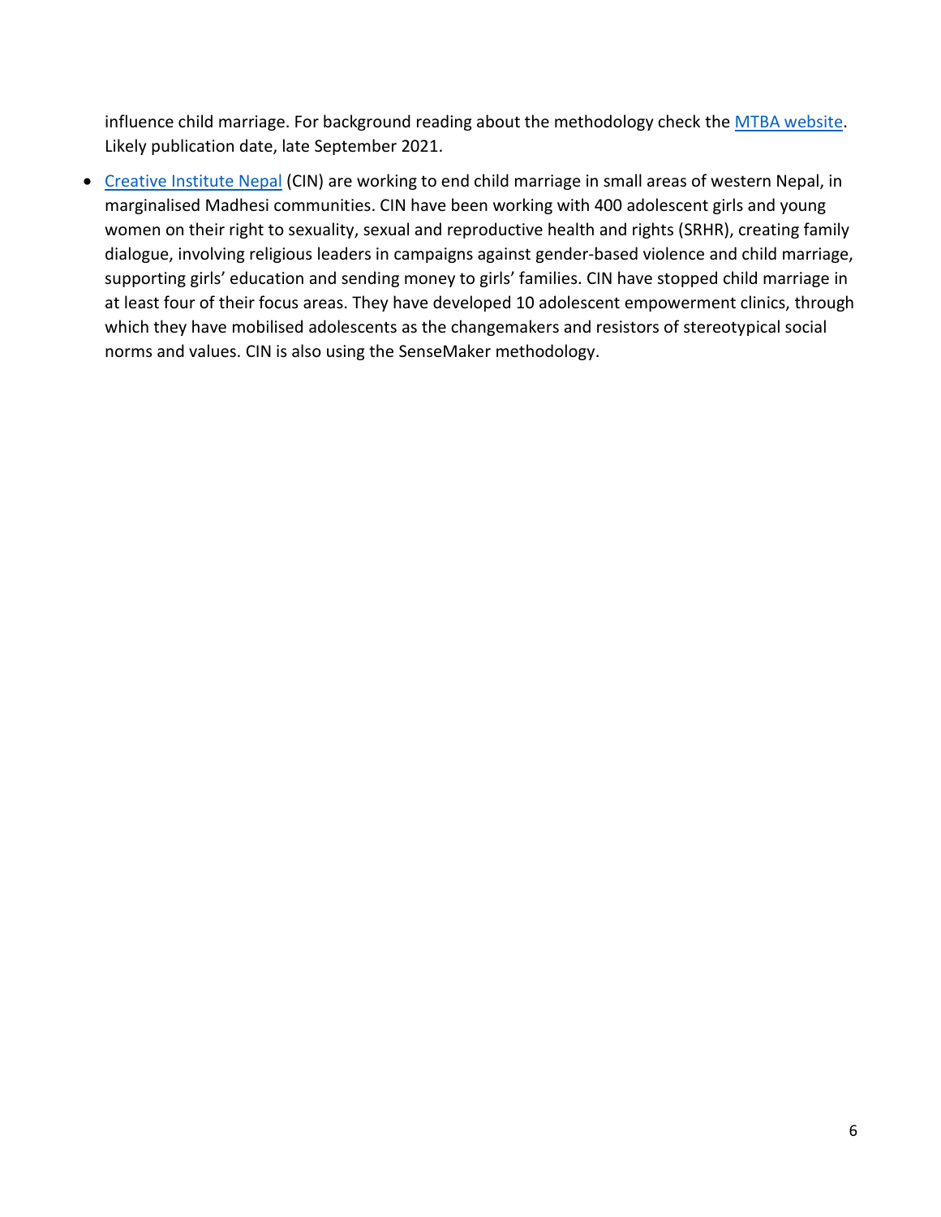influence child marriage. For background reading about the methodology check the MTBA website. Likely publication date, late September 2021.

- Creative Institute Nepal (CIN) are working to end child marriage in small areas of western Nepal, in marginalised Madhesi communities. CIN have been working with 400 adolescent girls and young women on their right to sexuality, sexual and reproductive health and rights (SRHR), creating family dialogue, involving religious leaders in campaigns against gender-based violence and child marriage, supporting girls' education and sending money to girls' families. CIN have stopped child marriage in at least four of their focus areas. They have developed 10 adolescent empowerment clinics, through which they have mobilised adolescents as the changemakers and resistors of stereotypical social norms and values. CIN is also using the SenseMaker methodology.